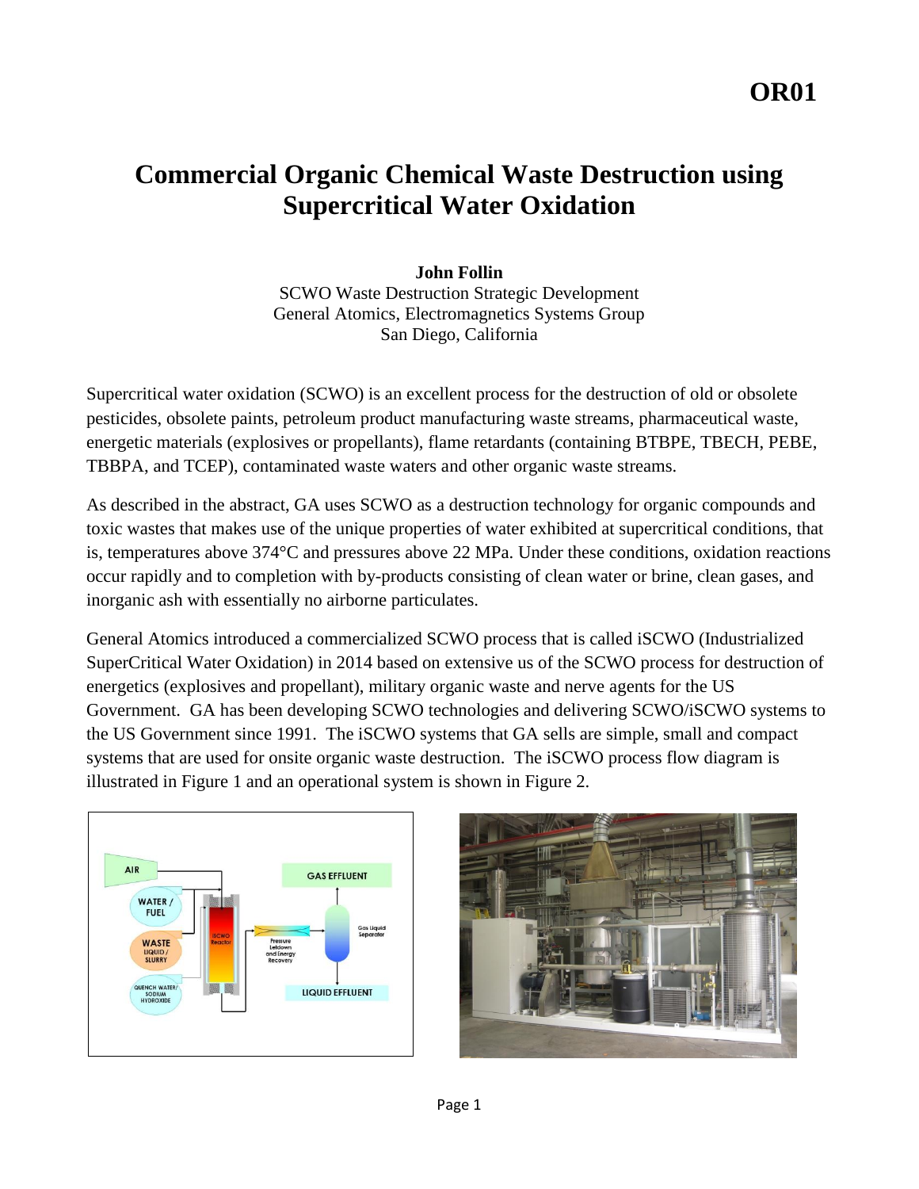# Commercial Organic Chemical Waste Destruction using Supercritical Water Oxidation

**John Follin**
SCWO Waste Destruction Strategic Development
General Atomics, Electromagnetics Systems Group
San Diego, California

Supercritical water oxidation (SCWO) is an excellent process for the destruction of old or obsolete pesticides, obsolete paints, petroleum product manufacturing waste streams, pharmaceutical waste, energetic materials (explosives or propellants), flame retardants (containing BTBPE, TBECH, PEBE, TBBPA, and TCEP), contaminated waste waters and other organic waste streams.

As described in the abstract, GA uses SCWO as a destruction technology for organic compounds and toxic wastes that makes use of the unique properties of water exhibited at supercritical conditions, that is, temperatures above 374°C and pressures above 22 MPa. Under these conditions, oxidation reactions occur rapidly and to completion with by-products consisting of clean water or brine, clean gases, and inorganic ash with essentially no airborne particulates.

General Atomics introduced a commercialized SCWO process that is called iSCWO (Industrialized SuperCritical Water Oxidation) in 2014 based on extensive us of the SCWO process for destruction of energetics (explosives and propellant), military organic waste and nerve agents for the US Government. GA has been developing SCWO technologies and delivering SCWO/iSCWO systems to the US Government since 1991. The iSCWO systems that GA sells are simple, small and compact systems that are used for onsite organic waste destruction. The iSCWO process flow diagram is illustrated in Figure 1 and an operational system is shown in Figure 2.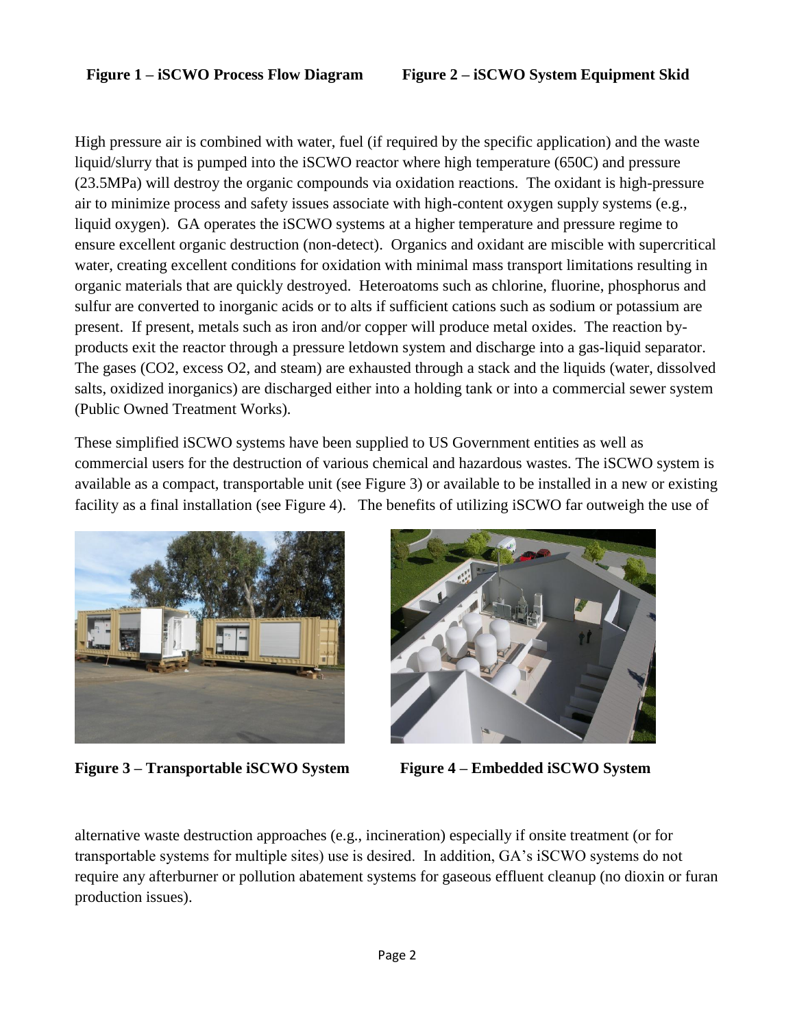**Figure 1 – iSCWO Process Flow Diagram**

**Figure 2 – iSCWO System Equipment Skid**

High pressure air is combined with water, fuel (if required by the specific application) and the waste liquid/slurry that is pumped into the iSCWO reactor where high temperature (650C) and pressure (23.5MPa) will destroy the organic compounds via oxidation reactions. The oxidant is high-pressure air to minimize process and safety issues associate with high-content oxygen supply systems (e.g., liquid oxygen). GA operates the iSCWO systems at a higher temperature and pressure regime to ensure excellent organic destruction (non-detect). Organics and oxidant are miscible with supercritical water, creating excellent conditions for oxidation with minimal mass transport limitations resulting in organic materials that are quickly destroyed. Heteroatoms such as chlorine, fluorine, phosphorus and sulfur are converted to inorganic acids or to alts if sufficient cations such as sodium or potassium are present. If present, metals such as iron and/or copper will produce metal oxides. The reaction by-products exit the reactor through a pressure letdown system and discharge into a gas-liquid separator. The gases ($CO_2$, excess $O_2$, and steam) are exhausted through a stack and the liquids (water, dissolved salts, oxidized inorganics) are discharged either into a holding tank or into a commercial sewer system (Public Owned Treatment Works).

These simplified iSCWO systems have been supplied to US Government entities as well as commercial users for the destruction of various chemical and hazardous wastes. The iSCWO system is available as a compact, transportable unit (see Figure 3) or available to be installed in a new or existing facility as a final installation (see Figure 4). The benefits of utilizing iSCWO far outweigh the use of alternative waste destruction approaches (e.g., incineration) especially if onsite treatment (or for transportable systems for multiple sites) use is desired. In addition, GA's iSCWO systems do not require any afterburner or pollution abatement systems for gaseous effluent cleanup (no dioxin or furan production issues).

**Figure 3 – Transportable iSCWO System**

**Figure 4 – Embedded iSCWO System**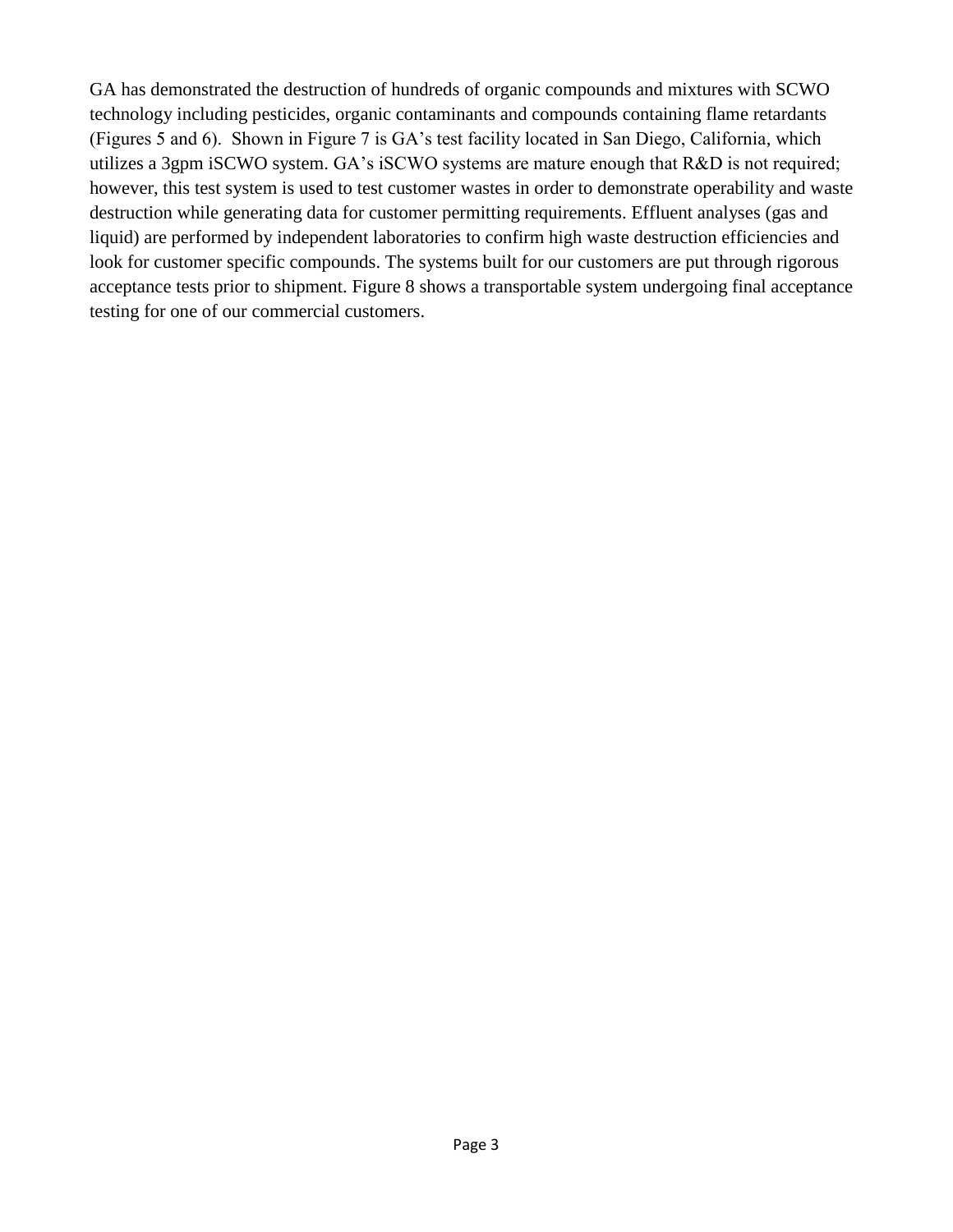GA has demonstrated the destruction of hundreds of organic compounds and mixtures with SCWO technology including pesticides, organic contaminants and compounds containing flame retardants (Figures 5 and 6). Shown in Figure 7 is GA's test facility located in San Diego, California, which utilizes a 3gpm iSCWO system. GA's iSCWO systems are mature enough that R&D is not required; however, this test system is used to test customer wastes in order to demonstrate operability and waste destruction while generating data for customer permitting requirements. Effluent analyses (gas and liquid) are performed by independent laboratories to confirm high waste destruction efficiencies and look for customer specific compounds. The systems built for our customers are put through rigorous acceptance tests prior to shipment. Figure 8 shows a transportable system undergoing final acceptance testing for one of our commercial customers.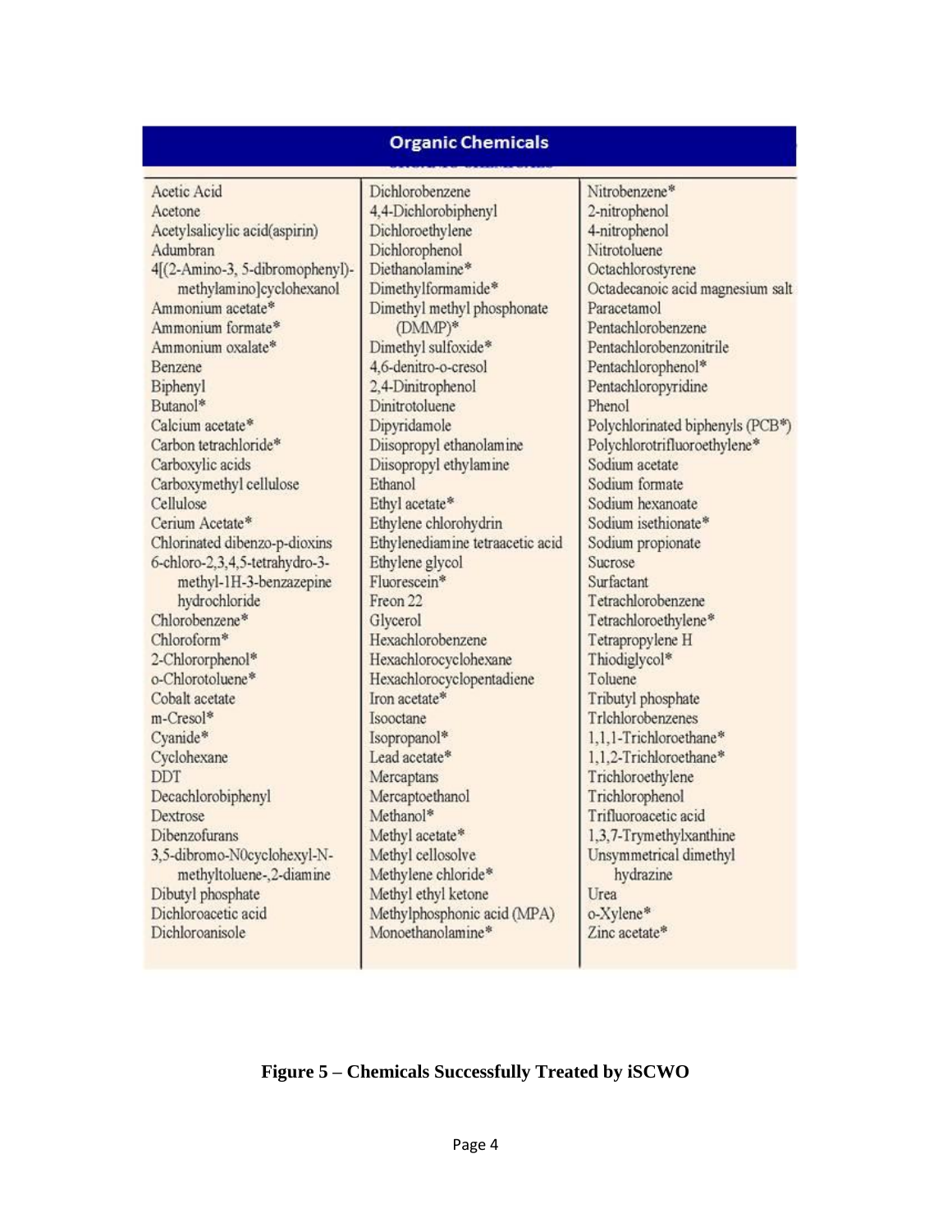## Organic Chemicals

| | | |
|---|---|---|
| Acetic Acid | Dichlorobenzene | Nitrobenzene* |
| Acetone | 4,4-Dichlorobiphenyl | 2-nitrophenol |
| Acetylsalicylic acid(aspirin) | Dichloroethylene | 4-nitrophenol |
| Adumbran | Dichlorophenol | Nitrotoluene |
| 4[(2-Amino-3, 5-dibromophenyl)-methylamino]cyclohexanol | Diethanolamine* | Octachlorostyrene |
| Ammonium acetate* | Dimethylformamide* | Octadecanoic acid magnesium salt |
| Ammonium formate* | Dimethyl methyl phosphonate (DMMP)* | Paracetamol |
| Ammonium oxalate* | Dimethyl sulfoxide* | Pentachlorobenzene |
| Benzene | 4,6-denitro-o-cresol | Pentachlorobenzonitrile |
| Biphenyl | 2,4-Dinitrophenol | Pentachlorophenol* |
| Butanol* | Dinitrotoluene | Pentachloropyridine |
| Calcium acetate* | Dipyridamole | Phenol |
| Carbon tetrachloride* | Diisopropyl ethanolamine | Polychlorinated biphenyls (PCB*) |
| Carboxylic acids | Diisopropyl ethylamine | Polychlorotrifluoroethylene* |
| Carboxymethyl cellulose | Ethanol | Sodium acetate |
| Cellulose | Ethyl acetate* | Sodium formate |
| Cerium Acetate* | Ethylene chlorohydrin | Sodium hexanoate |
| Chlorinated dibenzo-p-dioxins | Ethylenediamine tetraacetic acid | Sodium isethionate* |
| 6-chloro-2,3,4,5-tetrahydro-3-methyl-1H-3-benzazepine hydrochloride | Ethylene glycol | Sodium propionate |
| Chlorobenzene* | Fluorescein* | Sucrose |
| Chloroform* | Freon 22 | Surfactant |
| 2-Chlororphenol* | Glycerol | Tetrachlorobenzene |
| o-Chlorotoluene* | Hexachlorobenzene | Tetrachloroethylene* |
| Cobalt acetate | Hexachlorocyclohexane | Tetrapropylene H |
| m-Cresol* | Hexachlorocyclopentadiene | Thiodiglycol* |
| Cyanide* | Iron acetate* | Toluene |
| Cyclohexane | Isooctane | Tributyl phosphate |
| DDT | Isopropanol* | Trlchlorobenzenes |
| Decachlorobiphenyl | Lead acetate* | 1,1,1-Trichloroethane* |
| Dextrose | Mercaptans | 1,1,2-Trichloroethane* |
| Dibenzofurans | Mercaptoethanol | Trichloroethylene |
| 3,5-dibromo-N0cyclohexyl-N-methyltoluene-,2-diamine | Methanol* | Trichlorophenol |
| Dibutyl phosphate | Methyl acetate* | Trifluoroacetic acid |
| Dichloroacetic acid | Methyl cellosolve | 1,3,7-Trymethylxanthine |
| Dichloroanisole | Methylene chloride* | Unsymmetrical dimethyl hydrazine |
| | Methyl ethyl ketone | Urea |
| | Methylphosphonic acid (MPA) | o-Xylene* |
| | Monoethanolamine* | Zinc acetate* |

**Figure 5 – Chemicals Successfully Treated by iSCWO**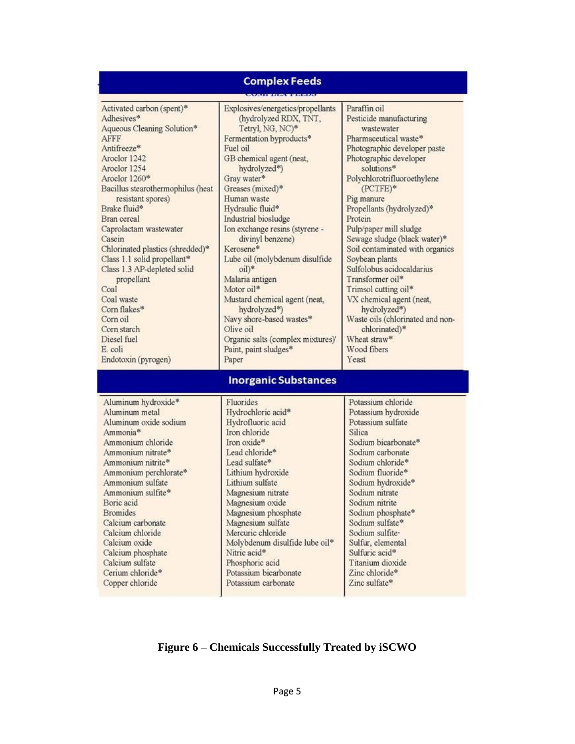## Complex Feeds

| | | |
|---|---|---|
| Activated carbon (spent)* | Explosives/energetics/propellants (hydrolyzed RDX, TNT, Tetryl, NG, NC)* | Paraffin oil |
| Adhesives* | Fermentation byproducts* | Pesticide manufacturing wastewater |
| Aqueous Cleaning Solution* | Fuel oil | Pharmaceutical waste* |
| AFFF | GB chemical agent (neat, hydrolyzed*) | Photographic developer paste |
| Antifreeze* | Gray water* | Photographic developer solutions* |
| Aroclor 1242 | Greases (mixed)* | Polychlorotrifluoroethylene (PCTFE)* |
| Aroclor 1254 | Human waste | Pig manure |
| Aroclor 1260* | Hydraulic fluid* | Propellants (hydrolyzed)* |
| Bacillus stearothermophilus (heat resistant spores) | Industrial biosludge | Protein |
| Brake fluid* | Ion exchange resins (styrene - divinyl benzene) | Pulp/paper mill sludge |
| Bran cereal | Kerosene* | Sewage sludge (black water)* |
| Caprolactam wastewater | Lube oil (molybdenum disulfide oil)* | Soil contaminated with organics |
| Casein | Malaria antigen | Soybean plants |
| Chlorinated plastics (shredded)* | Motor oil* | Sulfolobus acidocaldarius |
| Class 1.1 solid propellant* | Mustard chemical agent (neat, hydrolyzed*) | Transformer oil* |
| Class 1.3 AP-depleted solid propellant | Navy shore-based wastes* | Trimsol cutting oil* |
| Coal | Olive oil | VX chemical agent (neat, hydrolyzed*) |
| Coal waste | Organic salts (complex mixtures)' | Waste oils (chlorinated and non-chlorinated)* |
| Corn flakes* | Paint, paint sludges* | Wheat straw* |
| Corn oil | Paper | Wood fibers |
| Corn starch | | Yeast |
| Diesel fuel | | |
| E. coli | | |
| Endotoxin (pyrogen) | | |

## Inorganic Substances

| | | |
|---|---|---|
| Aluminum hydroxide* | Fluorides | Potassium chloride |
| Aluminum metal | Hydrochloric acid* | Potassium hydroxide |
| Aluminum oxide sodium | Hydrofluoric acid | Potassium sulfate |
| Ammonia* | Iron chloride | Silica |
| Ammonium chloride | Iron oxide* | Sodium bicarbonate* |
| Ammonium nitrate* | Lead chloride* | Sodium carbonate |
| Ammonium nitrite* | Lead sulfate* | Sodium chloride* |
| Ammonium perchlorate* | Lithium hydroxide | Sodium fluoride* |
| Ammonium sulfate | Lithium sulfate | Sodium hydroxide* |
| Ammonium sulfite* | Magnesium nitrate | Sodium nitrate |
| Boric acid | Magnesium oxide | Sodium nitrite |
| Bromides | Magnesium phosphate | Sodium phosphate* |
| Calcium carbonate | Magnesium sulfate | Sodium sulfate* |
| Calcium chloride | Mercuric chloride | Sodium sulfite· |
| Calcium oxide | Molybdenum disulfide lube oil* | Sulfur, elemental |
| Calcium phosphate | Nitric acid* | Sulfuric acid* |
| Calcium sulfate | Phosphoric acid | Titanium dioxide |
| Cerium chloride* | Potassium bicarbonate | Zinc chloride* |
| Copper chloride | Potassium carbonate | Zinc sulfate* |

**Figure 6 – Chemicals Successfully Treated by iSCWO**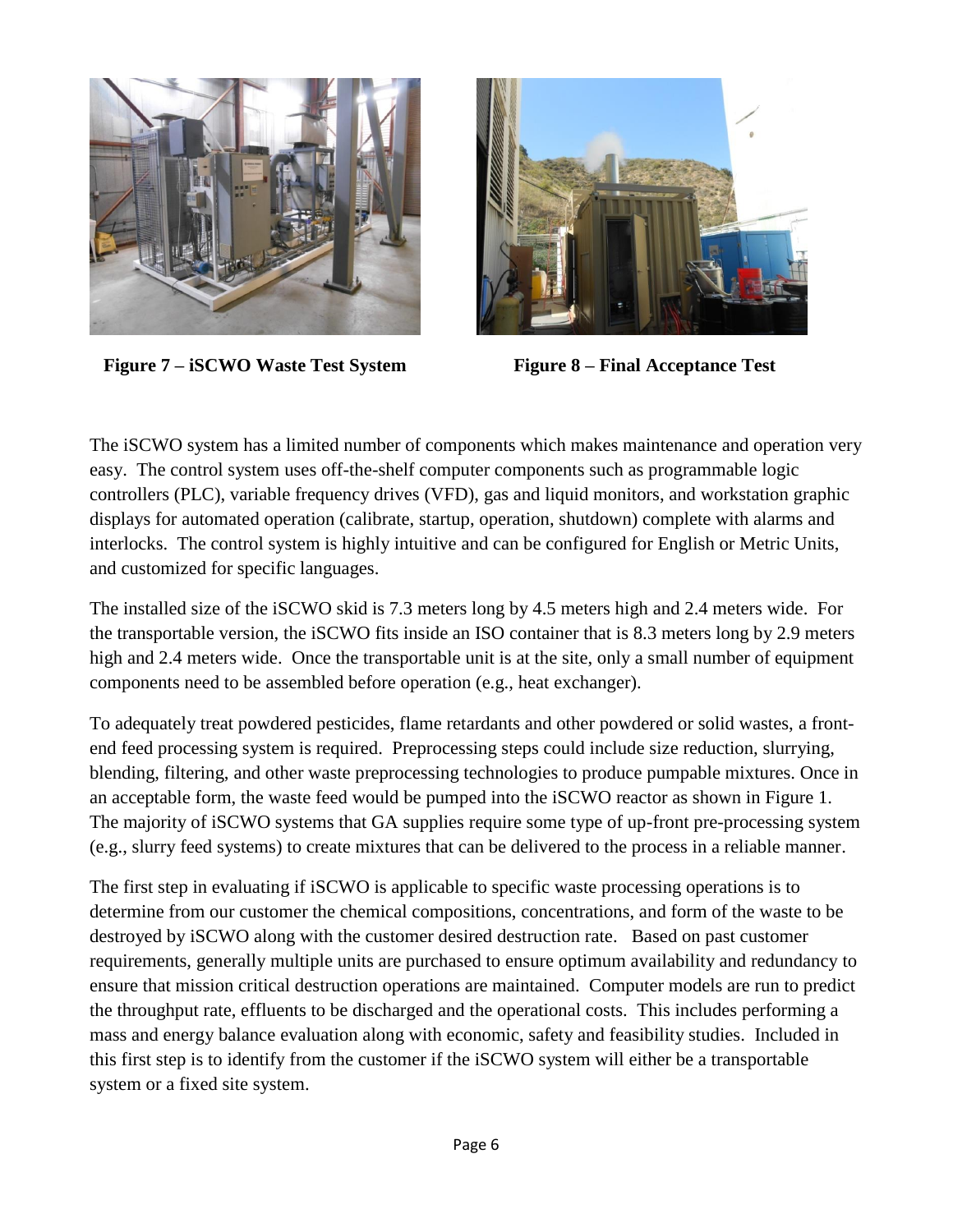**Figure 7 – iSCWO Waste Test System**

**Figure 8 – Final Acceptance Test**

The iSCWO system has a limited number of components which makes maintenance and operation very easy. The control system uses off-the-shelf computer components such as programmable logic controllers (PLC), variable frequency drives (VFD), gas and liquid monitors, and workstation graphic displays for automated operation (calibrate, startup, operation, shutdown) complete with alarms and interlocks. The control system is highly intuitive and can be configured for English or Metric Units, and customized for specific languages.

The installed size of the iSCWO skid is 7.3 meters long by 4.5 meters high and 2.4 meters wide. For the transportable version, the iSCWO fits inside an ISO container that is 8.3 meters long by 2.9 meters high and 2.4 meters wide. Once the transportable unit is at the site, only a small number of equipment components need to be assembled before operation (e.g., heat exchanger).

To adequately treat powdered pesticides, flame retardants and other powdered or solid wastes, a front-end feed processing system is required. Preprocessing steps could include size reduction, slurrying, blending, filtering, and other waste preprocessing technologies to produce pumpable mixtures. Once in an acceptable form, the waste feed would be pumped into the iSCWO reactor as shown in Figure 1. The majority of iSCWO systems that GA supplies require some type of up-front pre-processing system (e.g., slurry feed systems) to create mixtures that can be delivered to the process in a reliable manner.

The first step in evaluating if iSCWO is applicable to specific waste processing operations is to determine from our customer the chemical compositions, concentrations, and form of the waste to be destroyed by iSCWO along with the customer desired destruction rate. Based on past customer requirements, generally multiple units are purchased to ensure optimum availability and redundancy to ensure that mission critical destruction operations are maintained. Computer models are run to predict the throughput rate, effluents to be discharged and the operational costs. This includes performing a mass and energy balance evaluation along with economic, safety and feasibility studies. Included in this first step is to identify from the customer if the iSCWO system will either be a transportable system or a fixed site system.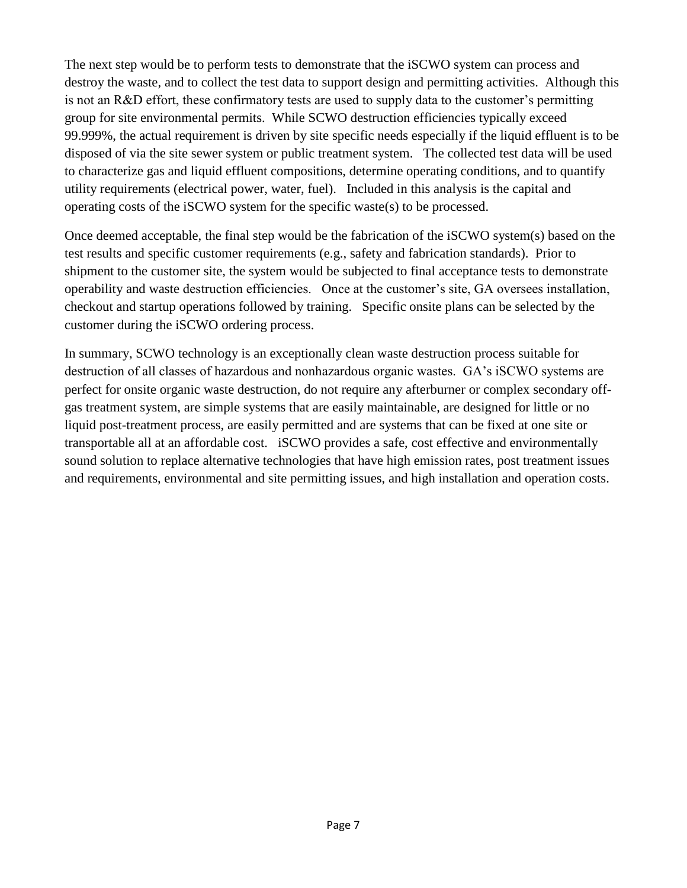The next step would be to perform tests to demonstrate that the iSCWO system can process and destroy the waste, and to collect the test data to support design and permitting activities. Although this is not an R&D effort, these confirmatory tests are used to supply data to the customer's permitting group for site environmental permits. While SCWO destruction efficiencies typically exceed 99.999%, the actual requirement is driven by site specific needs especially if the liquid effluent is to be disposed of via the site sewer system or public treatment system. The collected test data will be used to characterize gas and liquid effluent compositions, determine operating conditions, and to quantify utility requirements (electrical power, water, fuel). Included in this analysis is the capital and operating costs of the iSCWO system for the specific waste(s) to be processed.

Once deemed acceptable, the final step would be the fabrication of the iSCWO system(s) based on the test results and specific customer requirements (e.g., safety and fabrication standards). Prior to shipment to the customer site, the system would be subjected to final acceptance tests to demonstrate operability and waste destruction efficiencies. Once at the customer's site, GA oversees installation, checkout and startup operations followed by training. Specific onsite plans can be selected by the customer during the iSCWO ordering process.

In summary, SCWO technology is an exceptionally clean waste destruction process suitable for destruction of all classes of hazardous and nonhazardous organic wastes. GA's iSCWO systems are perfect for onsite organic waste destruction, do not require any afterburner or complex secondary off-gas treatment system, are simple systems that are easily maintainable, are designed for little or no liquid post-treatment process, are easily permitted and are systems that can be fixed at one site or transportable all at an affordable cost. iSCWO provides a safe, cost effective and environmentally sound solution to replace alternative technologies that have high emission rates, post treatment issues and requirements, environmental and site permitting issues, and high installation and operation costs.